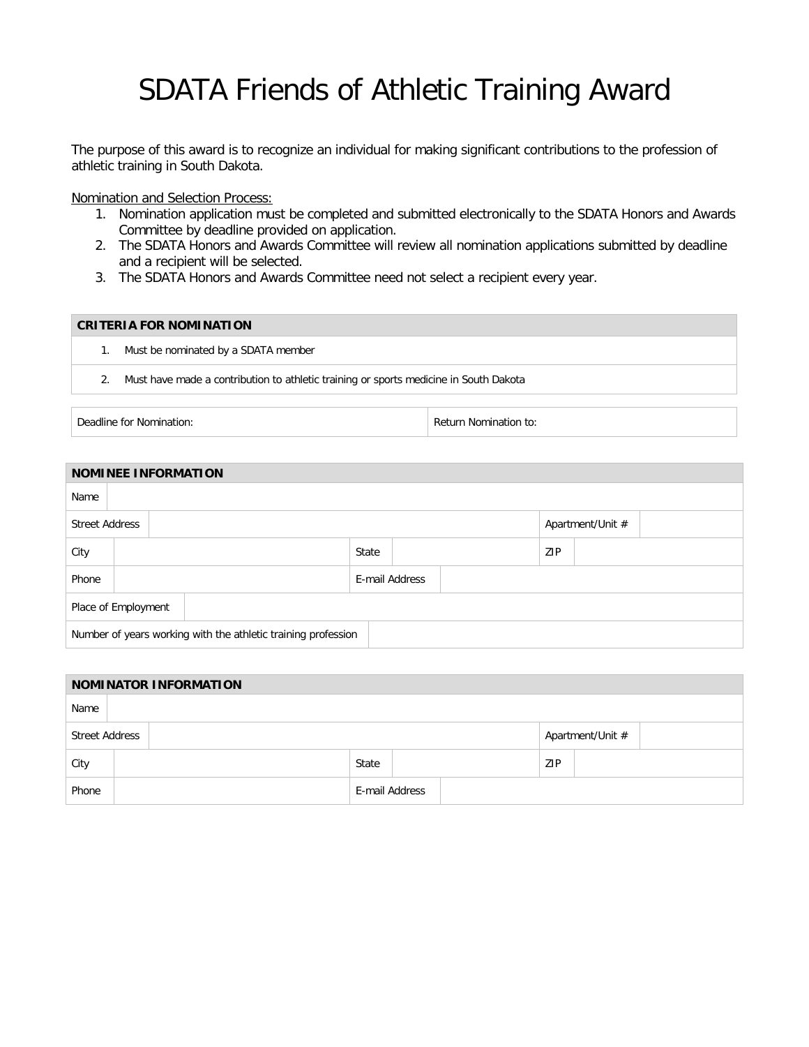# SDATA Friends of Athletic Training Award

The purpose of this award is to recognize an individual for making significant contributions to the profession of athletic training in South Dakota.

Nomination and Selection Process:

1. Nomination application must be completed and submitted electronically to the SDATA Honors and Awards Committee by deadline provided on application.
2. The SDATA Honors and Awards Committee will review all nomination applications submitted by deadline and a recipient will be selected.
3. The SDATA Honors and Awards Committee need not select a recipient every year.

| CRITERIA FOR NOMINATION |
|---|
| 1. Must be nominated by a SDATA member |
| 2. Must have made a contribution to athletic training or sports medicine in South Dakota |

| Deadline for Nomination: | Return Nomination to: |
|---|---|

| NOMINEE INFORMATION | | | | | |
|---|---|---|---|---|---|
| Name | | | | | |
| Street Address | | | | Apartment/Unit # | |
| City | | State | | ZIP | |
| Phone | | E-mail Address | | | |
| Place of Employment | | | | | |
| Number of years working with the athletic training profession | | | | | |

| NOMINATOR INFORMATION | | | | | |
|---|---|---|---|---|---|
| Name | | | | | |
| Street Address | | | | Apartment/Unit # | |
| City | | State | | ZIP | |
| Phone | | E-mail Address | | | |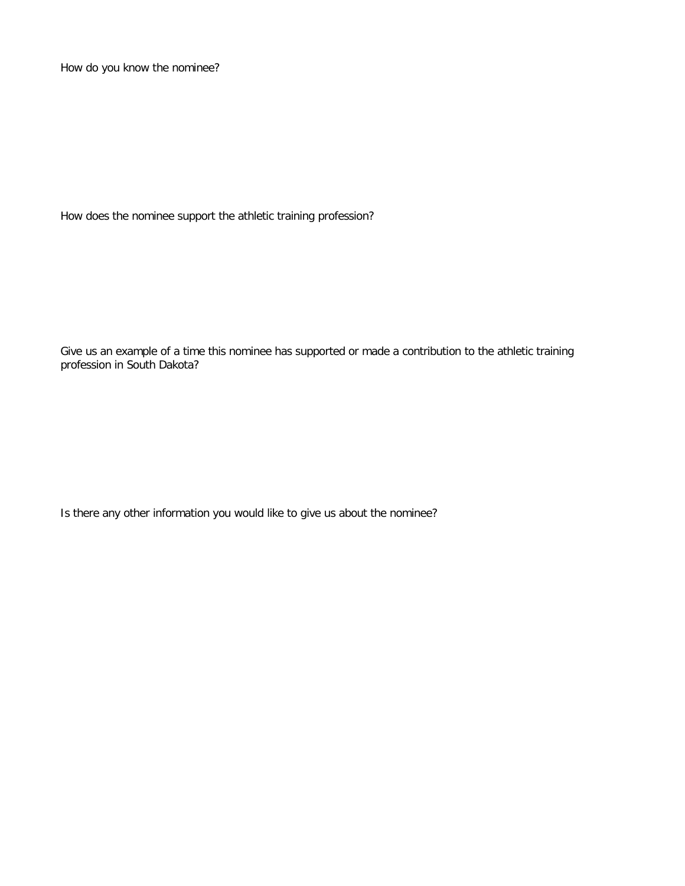How do you know the nominee?

How does the nominee support the athletic training profession?

Give us an example of a time this nominee has supported or made a contribution to the athletic training profession in South Dakota?

Is there any other information you would like to give us about the nominee?